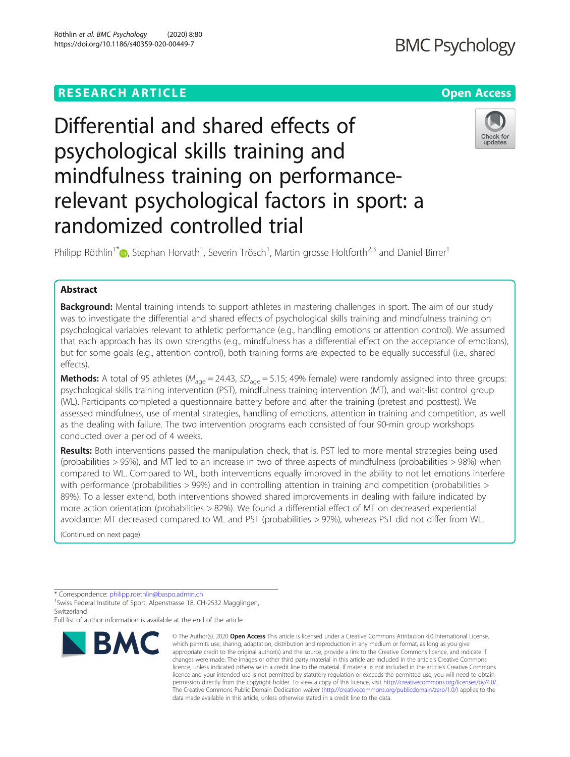# Differential and shared effects of psychological skills training and mindfulness training on performance-relevant psychological factors in sport: a randomized controlled trial

Philipp Röthlin[1*], Stephan Horvath[1], Severin Trösch[1], Martin grosse Holtforth[2,3] and Daniel Birrer[1]

## Abstract

**Background:** Mental training intends to support athletes in mastering challenges in sport. The aim of our study was to investigate the differential and shared effects of psychological skills training and mindfulness training on psychological variables relevant to athletic performance (e.g., handling emotions or attention control). We assumed that each approach has its own strengths (e.g., mindfulness has a differential effect on the acceptance of emotions), but for some goals (e.g., attention control), both training forms are expected to be equally successful (i.e., shared effects).

**Methods:** A total of 95 athletes ($M_{age} = 24.43$, $SD_{age} = 5.15$; 49% female) were randomly assigned into three groups: psychological skills training intervention (PST), mindfulness training intervention (MT), and wait-list control group (WL). Participants completed a questionnaire battery before and after the training (pretest and posttest). We assessed mindfulness, use of mental strategies, handling of emotions, attention in training and competition, as well as the dealing with failure. The two intervention programs each consisted of four 90-min group workshops conducted over a period of 4 weeks.

**Results:** Both interventions passed the manipulation check, that is, PST led to more mental strategies being used (probabilities > 95%), and MT led to an increase in two of three aspects of mindfulness (probabilities > 98%) when compared to WL. Compared to WL, both interventions equally improved in the ability to not let emotions interfere with performance (probabilities > 99%) and in controlling attention in training and competition (probabilities > 89%). To a lesser extend, both interventions showed shared improvements in dealing with failure indicated by more action orientation (probabilities > 82%). We found a differential effect of MT on decreased experiential avoidance: MT decreased compared to WL and PST (probabilities > 92%), whereas PST did not differ from WL.

(Continued on next page)

\* Correspondence: philipp.roethlin@baspo.admin.ch

[1]Swiss Federal Institute of Sport, Alpenstrasse 18, CH-2532 Magglingen, Switzerland

Full list of author information is available at the end of the article

© The Author(s). 2020 **Open Access** This article is licensed under a Creative Commons Attribution 4.0 International License, which permits use, sharing, adaptation, distribution and reproduction in any medium or format, as long as you give appropriate credit to the original author(s) and the source, provide a link to the Creative Commons licence, and indicate if changes were made. The images or other third party material in this article are included in the article's Creative Commons licence, unless indicated otherwise in a credit line to the material. If material is not included in the article's Creative Commons licence and your intended use is not permitted by statutory regulation or exceeds the permitted use, you will need to obtain permission directly from the copyright holder. To view a copy of this licence, visit http://creativecommons.org/licenses/by/4.0/. The Creative Commons Public Domain Dedication waiver (http://creativecommons.org/publicdomain/zero/1.0/) applies to the data made available in this article, unless otherwise stated in a credit line to the data.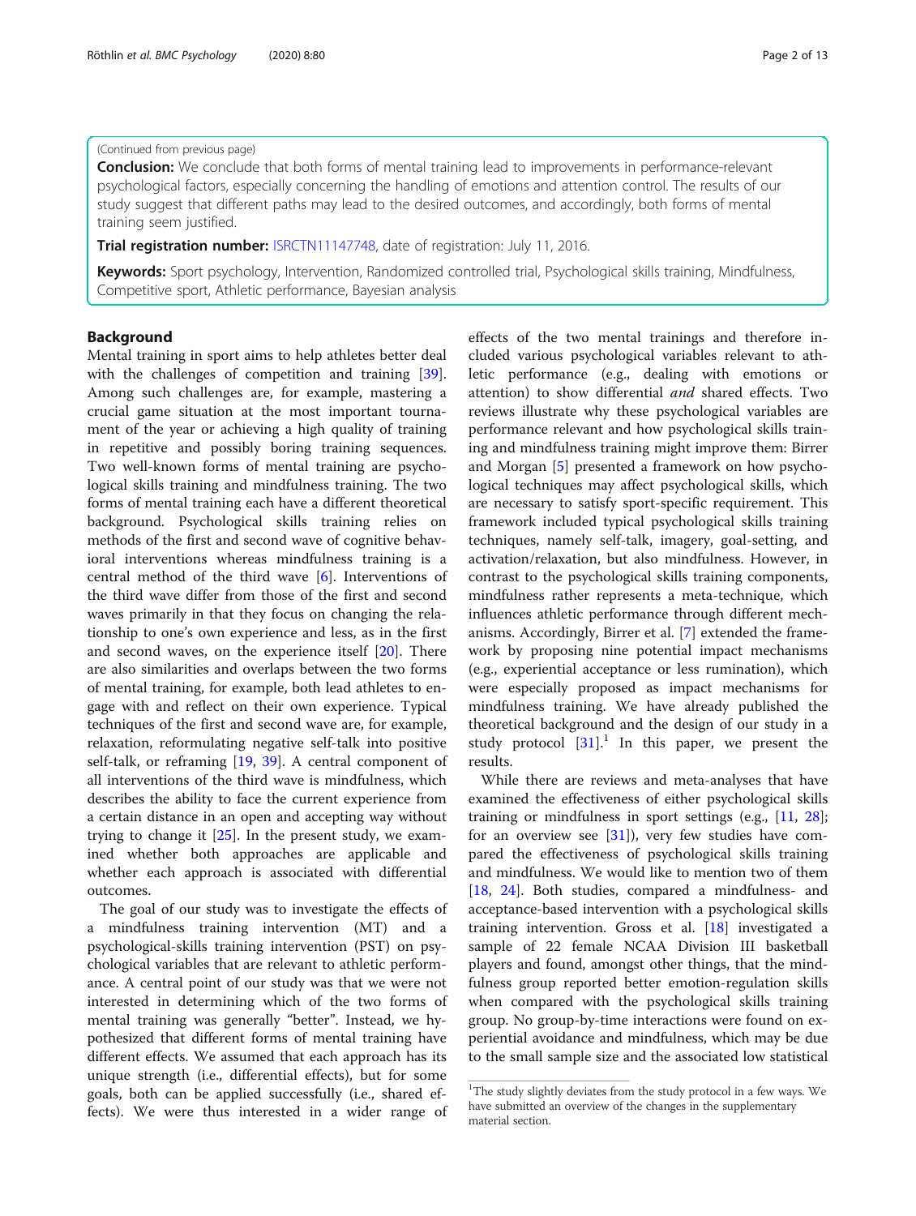(Continued from previous page)

**Conclusion:** We conclude that both forms of mental training lead to improvements in performance-relevant psychological factors, especially concerning the handling of emotions and attention control. The results of our study suggest that different paths may lead to the desired outcomes, and accordingly, both forms of mental training seem justified.

**Trial registration number:** ISRCTN11147748, date of registration: July 11, 2016.

**Keywords:** Sport psychology, Intervention, Randomized controlled trial, Psychological skills training, Mindfulness, Competitive sport, Athletic performance, Bayesian analysis

## Background

Mental training in sport aims to help athletes better deal with the challenges of competition and training [39]. Among such challenges are, for example, mastering a crucial game situation at the most important tournament of the year or achieving a high quality of training in repetitive and possibly boring training sequences. Two well-known forms of mental training are psychological skills training and mindfulness training. The two forms of mental training each have a different theoretical background. Psychological skills training relies on methods of the first and second wave of cognitive behavioral interventions whereas mindfulness training is a central method of the third wave [6]. Interventions of the third wave differ from those of the first and second waves primarily in that they focus on changing the relationship to one's own experience and less, as in the first and second waves, on the experience itself [20]. There are also similarities and overlaps between the two forms of mental training, for example, both lead athletes to engage with and reflect on their own experience. Typical techniques of the first and second wave are, for example, relaxation, reformulating negative self-talk into positive self-talk, or reframing [19, 39]. A central component of all interventions of the third wave is mindfulness, which describes the ability to face the current experience from a certain distance in an open and accepting way without trying to change it [25]. In the present study, we examined whether both approaches are applicable and whether each approach is associated with differential outcomes.

The goal of our study was to investigate the effects of a mindfulness training intervention (MT) and a psychological-skills training intervention (PST) on psychological variables that are relevant to athletic performance. A central point of our study was that we were not interested in determining which of the two forms of mental training was generally "better". Instead, we hypothesized that different forms of mental training have different effects. We assumed that each approach has its unique strength (i.e., differential effects), but for some goals, both can be applied successfully (i.e., shared effects). We were thus interested in a wider range of effects of the two mental trainings and therefore included various psychological variables relevant to athletic performance (e.g., dealing with emotions or attention) to show differential *and* shared effects. Two reviews illustrate why these psychological variables are performance relevant and how psychological skills training and mindfulness training might improve them: Birrer and Morgan [5] presented a framework on how psychological techniques may affect psychological skills, which are necessary to satisfy sport-specific requirement. This framework included typical psychological skills training techniques, namely self-talk, imagery, goal-setting, and activation/relaxation, but also mindfulness. However, in contrast to the psychological skills training components, mindfulness rather represents a meta-technique, which influences athletic performance through different mechanisms. Accordingly, Birrer et al. [7] extended the framework by proposing nine potential impact mechanisms (e.g., experiential acceptance or less rumination), which were especially proposed as impact mechanisms for mindfulness training. We have already published the theoretical background and the design of our study in a study protocol [31].[1] In this paper, we present the results.

While there are reviews and meta-analyses that have examined the effectiveness of either psychological skills training or mindfulness in sport settings (e.g., [11, 28]; for an overview see [31]), very few studies have compared the effectiveness of psychological skills training and mindfulness. We would like to mention two of them [18, 24]. Both studies, compared a mindfulness- and acceptance-based intervention with a psychological skills training intervention. Gross et al. [18] investigated a sample of 22 female NCAA Division III basketball players and found, amongst other things, that the mindfulness group reported better emotion-regulation skills when compared with the psychological skills training group. No group-by-time interactions were found on experiential avoidance and mindfulness, which may be due to the small sample size and the associated low statistical

[1]The study slightly deviates from the study protocol in a few ways. We have submitted an overview of the changes in the supplementary material section.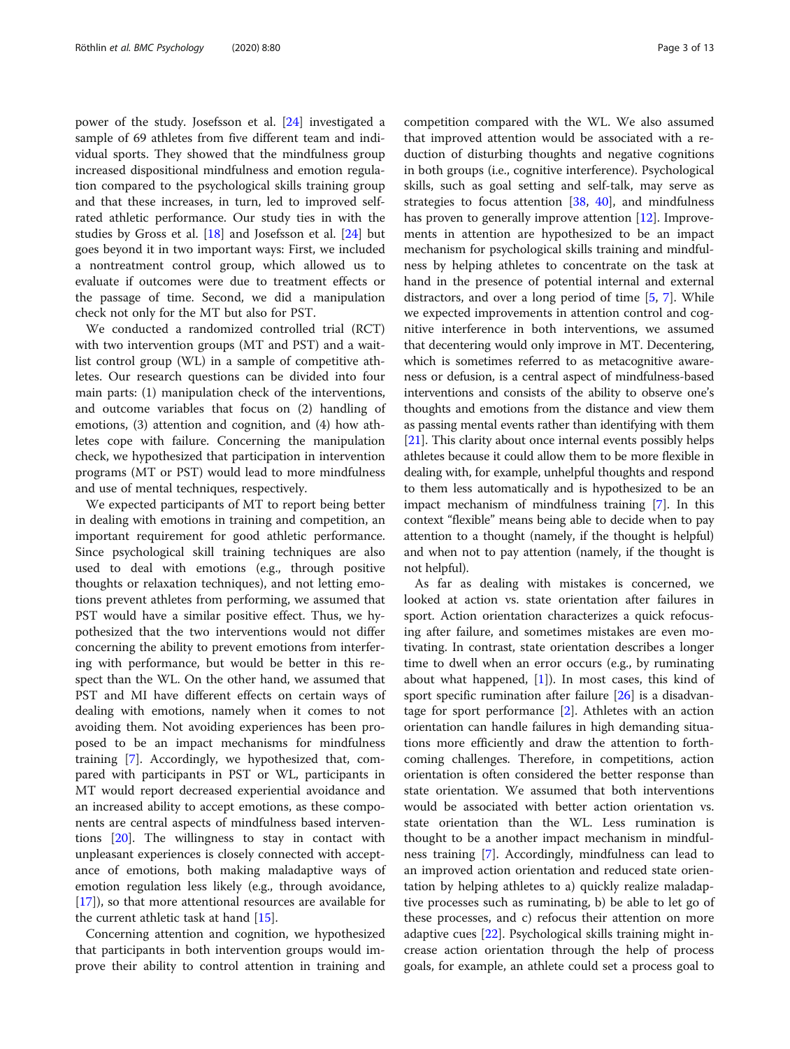power of the study. Josefsson et al. [24] investigated a sample of 69 athletes from five different team and individual sports. They showed that the mindfulness group increased dispositional mindfulness and emotion regulation compared to the psychological skills training group and that these increases, in turn, led to improved self-rated athletic performance. Our study ties in with the studies by Gross et al. [18] and Josefsson et al. [24] but goes beyond it in two important ways: First, we included a nontreatment control group, which allowed us to evaluate if outcomes were due to treatment effects or the passage of time. Second, we did a manipulation check not only for the MT but also for PST.

We conducted a randomized controlled trial (RCT) with two intervention groups (MT and PST) and a wait-list control group (WL) in a sample of competitive athletes. Our research questions can be divided into four main parts: (1) manipulation check of the interventions, and outcome variables that focus on (2) handling of emotions, (3) attention and cognition, and (4) how athletes cope with failure. Concerning the manipulation check, we hypothesized that participation in intervention programs (MT or PST) would lead to more mindfulness and use of mental techniques, respectively.

We expected participants of MT to report being better in dealing with emotions in training and competition, an important requirement for good athletic performance. Since psychological skill training techniques are also used to deal with emotions (e.g., through positive thoughts or relaxation techniques), and not letting emotions prevent athletes from performing, we assumed that PST would have a similar positive effect. Thus, we hypothesized that the two interventions would not differ concerning the ability to prevent emotions from interfering with performance, but would be better in this respect than the WL. On the other hand, we assumed that PST and MI have different effects on certain ways of dealing with emotions, namely when it comes to not avoiding them. Not avoiding experiences has been proposed to be an impact mechanisms for mindfulness training [7]. Accordingly, we hypothesized that, compared with participants in PST or WL, participants in MT would report decreased experiential avoidance and an increased ability to accept emotions, as these components are central aspects of mindfulness based interventions [20]. The willingness to stay in contact with unpleasant experiences is closely connected with acceptance of emotions, both making maladaptive ways of emotion regulation less likely (e.g., through avoidance, [17]), so that more attentional resources are available for the current athletic task at hand [15].

Concerning attention and cognition, we hypothesized that participants in both intervention groups would improve their ability to control attention in training and competition compared with the WL. We also assumed that improved attention would be associated with a reduction of disturbing thoughts and negative cognitions in both groups (i.e., cognitive interference). Psychological skills, such as goal setting and self-talk, may serve as strategies to focus attention [38, 40], and mindfulness has proven to generally improve attention [12]. Improvements in attention are hypothesized to be an impact mechanism for psychological skills training and mindfulness by helping athletes to concentrate on the task at hand in the presence of potential internal and external distractors, and over a long period of time [5, 7]. While we expected improvements in attention control and cognitive interference in both interventions, we assumed that decentering would only improve in MT. Decentering, which is sometimes referred to as metacognitive awareness or defusion, is a central aspect of mindfulness-based interventions and consists of the ability to observe one's thoughts and emotions from the distance and view them as passing mental events rather than identifying with them [21]. This clarity about once internal events possibly helps athletes because it could allow them to be more flexible in dealing with, for example, unhelpful thoughts and respond to them less automatically and is hypothesized to be an impact mechanism of mindfulness training [7]. In this context "flexible" means being able to decide when to pay attention to a thought (namely, if the thought is helpful) and when not to pay attention (namely, if the thought is not helpful).

As far as dealing with mistakes is concerned, we looked at action vs. state orientation after failures in sport. Action orientation characterizes a quick refocusing after failure, and sometimes mistakes are even motivating. In contrast, state orientation describes a longer time to dwell when an error occurs (e.g., by ruminating about what happened, [1]). In most cases, this kind of sport specific rumination after failure [26] is a disadvantage for sport performance [2]. Athletes with an action orientation can handle failures in high demanding situations more efficiently and draw the attention to forthcoming challenges. Therefore, in competitions, action orientation is often considered the better response than state orientation. We assumed that both interventions would be associated with better action orientation vs. state orientation than the WL. Less rumination is thought to be a another impact mechanism in mindfulness training [7]. Accordingly, mindfulness can lead to an improved action orientation and reduced state orientation by helping athletes to a) quickly realize maladaptive processes such as ruminating, b) be able to let go of these processes, and c) refocus their attention on more adaptive cues [22]. Psychological skills training might increase action orientation through the help of process goals, for example, an athlete could set a process goal to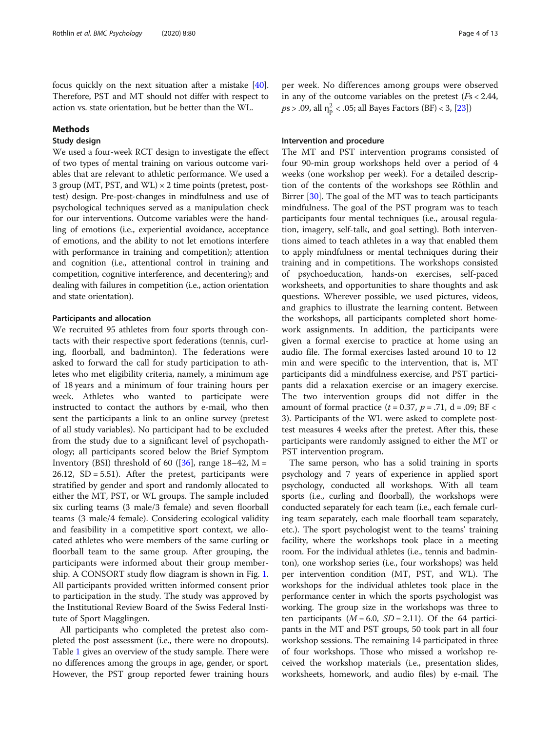focus quickly on the next situation after a mistake [40]. Therefore, PST and MT should not differ with respect to action vs. state orientation, but be better than the WL.

## Methods

### Study design

We used a four-week RCT design to investigate the effect of two types of mental training on various outcome variables that are relevant to athletic performance. We used a 3 group (MT, PST, and WL) × 2 time points (pretest, posttest) design. Pre-post-changes in mindfulness and use of psychological techniques served as a manipulation check for our interventions. Outcome variables were the handling of emotions (i.e., experiential avoidance, acceptance of emotions, and the ability to not let emotions interfere with performance in training and competition); attention and cognition (i.e., attentional control in training and competition, cognitive interference, and decentering); and dealing with failures in competition (i.e., action orientation and state orientation).

#### Participants and allocation

We recruited 95 athletes from four sports through contacts with their respective sport federations (tennis, curling, floorball, and badminton). The federations were asked to forward the call for study participation to athletes who met eligibility criteria, namely, a minimum age of 18 years and a minimum of four training hours per week. Athletes who wanted to participate were instructed to contact the authors by e-mail, who then sent the participants a link to an online survey (pretest of all study variables). No participant had to be excluded from the study due to a significant level of psychopathology; all participants scored below the Brief Symptom Inventory (BSI) threshold of 60 ([36], range 18–42, M = 26.12, SD = 5.51). After the pretest, participants were stratified by gender and sport and randomly allocated to either the MT, PST, or WL groups. The sample included six curling teams (3 male/3 female) and seven floorball teams (3 male/4 female). Considering ecological validity and feasibility in a competitive sport context, we allocated athletes who were members of the same curling or floorball team to the same group. After grouping, the participants were informed about their group membership. A CONSORT study flow diagram is shown in Fig. 1. All participants provided written informed consent prior to participation in the study. The study was approved by the Institutional Review Board of the Swiss Federal Institute of Sport Magglingen.

All participants who completed the pretest also completed the post assessment (i.e., there were no dropouts). Table 1 gives an overview of the study sample. There were no differences among the groups in age, gender, or sport. However, the PST group reported fewer training hours per week. No differences among groups were observed in any of the outcome variables on the pretest (*F*s < 2.44, *p*s > .09, all $\eta_p^2 < .05$; all Bayes Factors (BF) < 3, [23])

#### Intervention and procedure

The MT and PST intervention programs consisted of four 90-min group workshops held over a period of 4 weeks (one workshop per week). For a detailed description of the contents of the workshops see Röthlin and Birrer [30]. The goal of the MT was to teach participants mindfulness. The goal of the PST program was to teach participants four mental techniques (i.e., arousal regulation, imagery, self-talk, and goal setting). Both interventions aimed to teach athletes in a way that enabled them to apply mindfulness or mental techniques during their training and in competitions. The workshops consisted of psychoeducation, hands-on exercises, self-paced worksheets, and opportunities to share thoughts and ask questions. Wherever possible, we used pictures, videos, and graphics to illustrate the learning content. Between the workshops, all participants completed short homework assignments. In addition, the participants were given a formal exercise to practice at home using an audio file. The formal exercises lasted around 10 to 12 min and were specific to the intervention, that is, MT participants did a mindfulness exercise, and PST participants did a relaxation exercise or an imagery exercise. The two intervention groups did not differ in the amount of formal practice ($t = 0.37$, $p = .71$, d = .09; BF < 3). Participants of the WL were asked to complete posttest measures 4 weeks after the pretest. After this, these participants were randomly assigned to either the MT or PST intervention program.

The same person, who has a solid training in sports psychology and 7 years of experience in applied sport psychology, conducted all workshops. With all team sports (i.e., curling and floorball), the workshops were conducted separately for each team (i.e., each female curling team separately, each male floorball team separately, etc.). The sport psychologist went to the teams' training facility, where the workshops took place in a meeting room. For the individual athletes (i.e., tennis and badminton), one workshop series (i.e., four workshops) was held per intervention condition (MT, PST, and WL). The workshops for the individual athletes took place in the performance center in which the sports psychologist was working. The group size in the workshops was three to ten participants ($M = 6.0$, $SD = 2.11$). Of the 64 participants in the MT and PST groups, 50 took part in all four workshop sessions. The remaining 14 participated in three of four workshops. Those who missed a workshop received the workshop materials (i.e., presentation slides, worksheets, homework, and audio files) by e-mail. The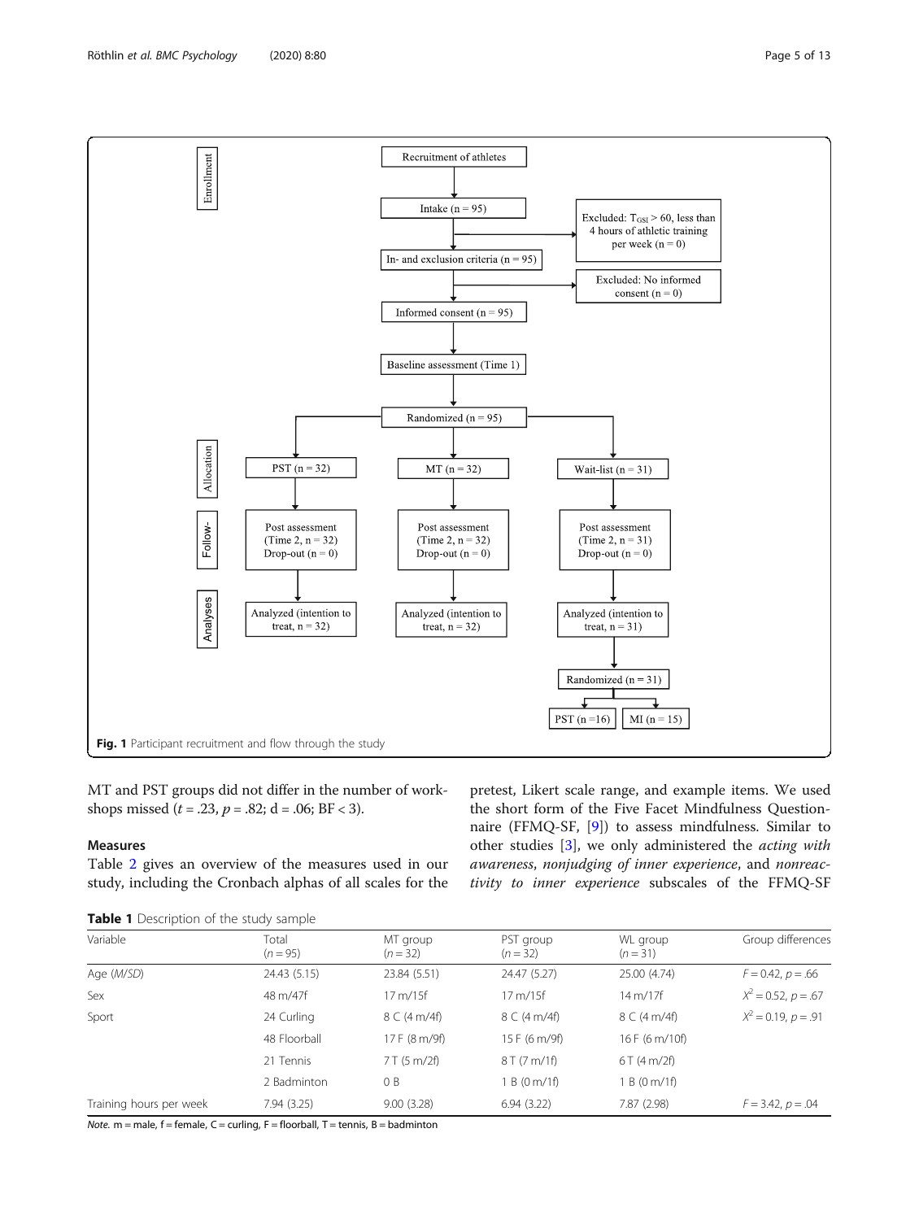Fig. 1 Participant recruitment and flow through the study

MT and PST groups did not differ in the number of workshops missed ($t = .23$, $p = .82$; d = .06; BF < 3).

## Measures

Table 2 gives an overview of the measures used in our study, including the Cronbach alphas of all scales for the pretest, Likert scale range, and example items. We used the short form of the Five Facet Mindfulness Questionnaire (FFMQ-SF, [9]) to assess mindfulness. Similar to other studies [3], we only administered the *acting with awareness*, *nonjudging of inner experience*, and *nonreactivity to inner experience* subscales of the FFMQ-SF

**Table 1** Description of the study sample

| Variable | Total ($n = 95$) | MT group ($n = 32$) | PST group ($n = 32$) | WL group ($n = 31$) | Group differences |
|---|---|---|---|---|---|
| Age (*M*/*SD*) | 24.43 (5.15) | 23.84 (5.51) | 24.47 (5.27) | 25.00 (4.74) | $F = 0.42$, $p = .66$ |
| Sex | 48 m/47f | 17 m/15f | 17 m/15f | 14 m/17f | $X^2 = 0.52$, $p = .67$ |
| Sport | 24 Curling | 8 C (4 m/4f) | 8 C (4 m/4f) | 8 C (4 m/4f) | $X^2 = 0.19$, $p = .91$ |
| | 48 Floorball | 17 F (8 m/9f) | 15 F (6 m/9f) | 16 F (6 m/10f) | |
| | 21 Tennis | 7 T (5 m/2f) | 8 T (7 m/1f) | 6 T (4 m/2f) | |
| | 2 Badminton | 0 B | 1 B (0 m/1f) | 1 B (0 m/1f) | |
| Training hours per week | 7.94 (3.25) | 9.00 (3.28) | 6.94 (3.22) | 7.87 (2.98) | $F = 3.42$, $p = .04$ |

*Note.* m = male, f = female, C = curling, F = floorball, T = tennis, B = badminton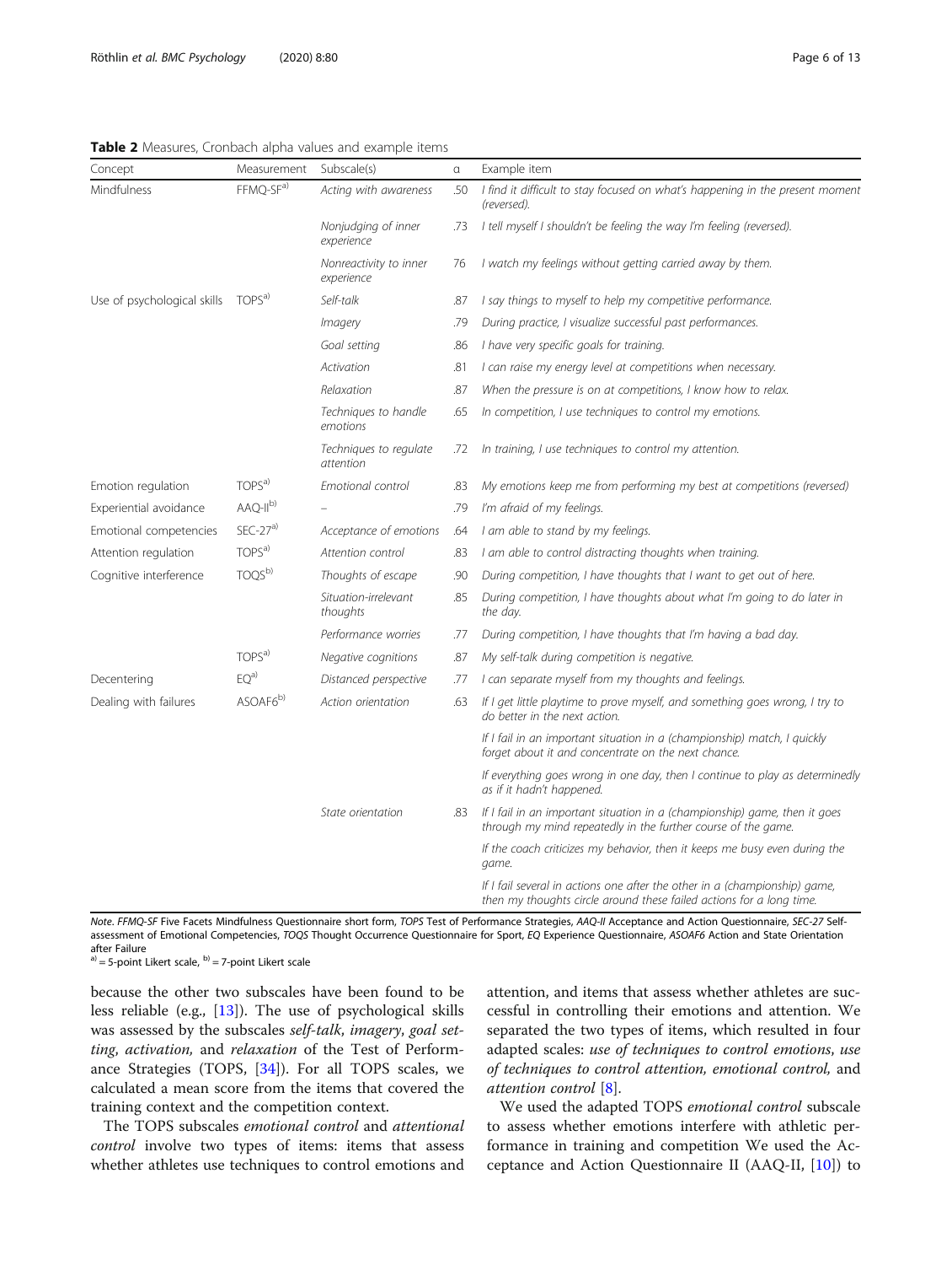**Table 2** Measures, Cronbach alpha values and example items

| Concept | Measurement | Subscale(s) | α | Example item |
|---|---|---|---|---|
| Mindfulness | FFMQ-SF[a)] | *Acting with awareness* | .50 | *I find it difficult to stay focused on what's happening in the present moment (reversed).* |
| | | *Nonjudging of inner experience* | .73 | *I tell myself I shouldn't be feeling the way I'm feeling (reversed).* |
| | | *Nonreactivity to inner experience* | 76 | *I watch my feelings without getting carried away by them.* |
| Use of psychological skills | TOPS[a)] | *Self-talk* | .87 | *I say things to myself to help my competitive performance.* |
| | | *Imagery* | .79 | *During practice, I visualize successful past performances.* |
| | | *Goal setting* | .86 | *I have very specific goals for training.* |
| | | *Activation* | .81 | *I can raise my energy level at competitions when necessary.* |
| | | *Relaxation* | .87 | *When the pressure is on at competitions, I know how to relax.* |
| | | *Techniques to handle emotions* | .65 | *In competition, I use techniques to control my emotions.* |
| | | *Techniques to regulate attention* | .72 | *In training, I use techniques to control my attention.* |
| Emotion regulation | TOPS[a)] | *Emotional control* | .83 | *My emotions keep me from performing my best at competitions (reversed)* |
| Experiential avoidance | AAQ-II[b)] | – | .79 | *I'm afraid of my feelings.* |
| Emotional competencies | SEC-27[a)] | *Acceptance of emotions* | .64 | *I am able to stand by my feelings.* |
| Attention regulation | TOPS[a)] | *Attention control* | .83 | *I am able to control distracting thoughts when training.* |
| Cognitive interference | TOQS[b)] | *Thoughts of escape* | .90 | *During competition, I have thoughts that I want to get out of here.* |
| | | *Situation-irrelevant thoughts* | .85 | *During competition, I have thoughts about what I'm going to do later in the day.* |
| | | *Performance worries* | .77 | *During competition, I have thoughts that I'm having a bad day.* |
| | TOPS[a)] | *Negative cognitions* | .87 | *My self-talk during competition is negative.* |
| Decentering | EQ[a)] | *Distanced perspective* | .77 | *I can separate myself from my thoughts and feelings.* |
| Dealing with failures | ASOAF6[b)] | *Action orientation* | .63 | *If I get little playtime to prove myself, and something goes wrong, I try to do better in the next action.* |
| | | | | *If I fail in an important situation in a (championship) match, I quickly forget about it and concentrate on the next chance.* |
| | | | | *If everything goes wrong in one day, then I continue to play as determinedly as if it hadn't happened.* |
| | | *State orientation* | .83 | *If I fail in an important situation in a (championship) game, then it goes through my mind repeatedly in the further course of the game.* |
| | | | | *If the coach criticizes my behavior, then it keeps me busy even during the game.* |
| | | | | *If I fail several in actions one after the other in a (championship) game, then my thoughts circle around these failed actions for a long time.* |

*Note. FFMQ-SF* Five Facets Mindfulness Questionnaire short form, *TOPS* Test of Performance Strategies, *AAQ-II* Acceptance and Action Questionnaire, *SEC-27* Self-assessment of Emotional Competencies, *TOQS* Thought Occurrence Questionnaire for Sport, *EQ* Experience Questionnaire, *ASOAF6* Action and State Orientation after Failure
[a)] = 5-point Likert scale, [b)] = 7-point Likert scale

because the other two subscales have been found to be less reliable (e.g., [13]). The use of psychological skills was assessed by the subscales *self-talk*, *imagery*, *goal setting*, *activation,* and *relaxation* of the Test of Performance Strategies (TOPS, [34]). For all TOPS scales, we calculated a mean score from the items that covered the training context and the competition context.

The TOPS subscales *emotional control* and *attentional control* involve two types of items: items that assess whether athletes use techniques to control emotions and attention, and items that assess whether athletes are successful in controlling their emotions and attention. We separated the two types of items, which resulted in four adapted scales: *use of techniques to control emotions*, *use of techniques to control attention, emotional control,* and *attention control* [8].

We used the adapted TOPS *emotional control* subscale to assess whether emotions interfere with athletic performance in training and competition We used the Acceptance and Action Questionnaire II (AAQ-II, [10]) to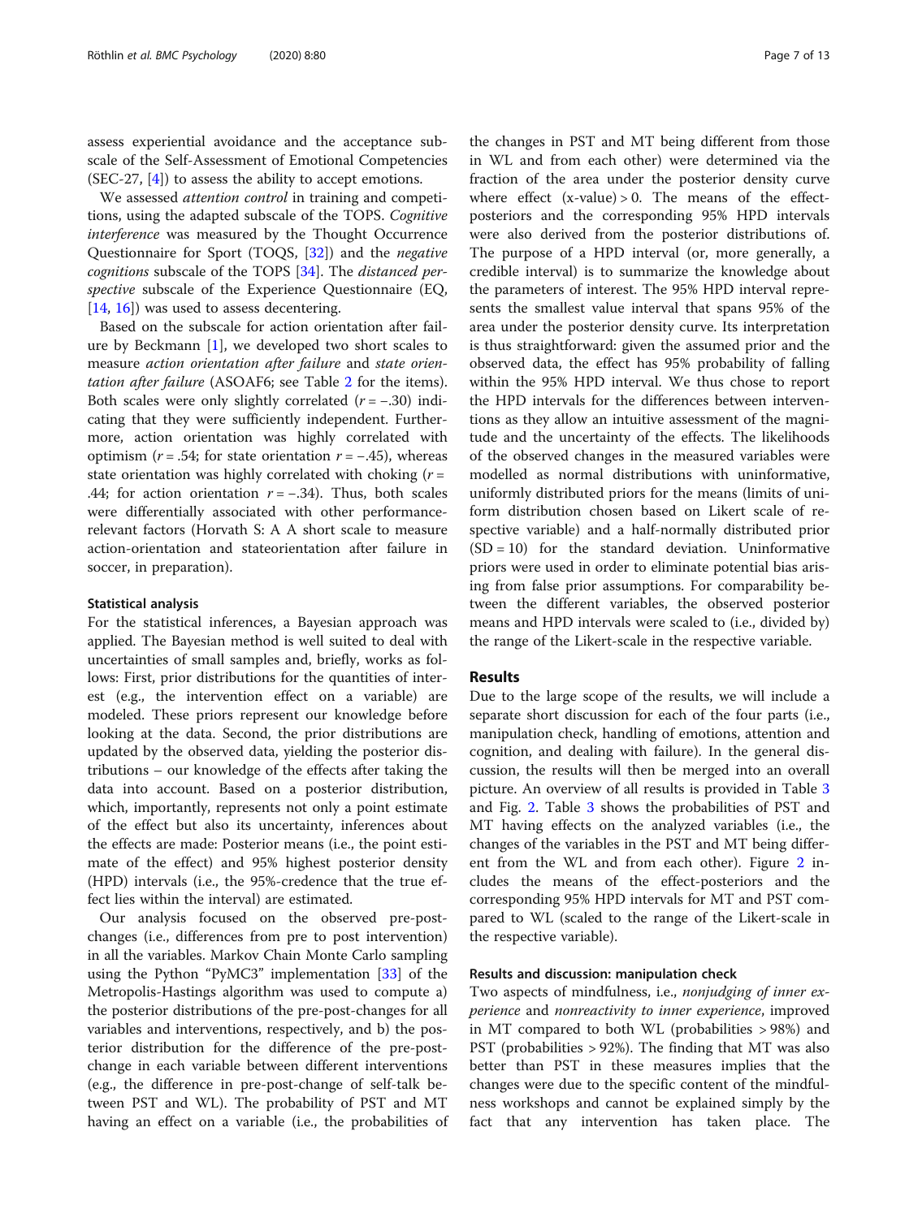assess experiential avoidance and the acceptance subscale of the Self-Assessment of Emotional Competencies (SEC-27, [4]) to assess the ability to accept emotions.

We assessed *attention control* in training and competitions, using the adapted subscale of the TOPS. *Cognitive interference* was measured by the Thought Occurrence Questionnaire for Sport (TOQS, [32]) and the *negative cognitions* subscale of the TOPS [34]. The *distanced perspective* subscale of the Experience Questionnaire (EQ, [14, 16]) was used to assess decentering.

Based on the subscale for action orientation after failure by Beckmann [1], we developed two short scales to measure *action orientation after failure* and *state orientation after failure* (ASOAF6; see Table 2 for the items). Both scales were only slightly correlated ($r = -.30$) indicating that they were sufficiently independent. Furthermore, action orientation was highly correlated with optimism ($r = .54$; for state orientation $r = -.45$), whereas state orientation was highly correlated with choking ($r = .44$; for action orientation $r = -.34$). Thus, both scales were differentially associated with other performance-relevant factors (Horvath S: A A short scale to measure action-orientation and stateorientation after failure in soccer, in preparation).

### Statistical analysis

For the statistical inferences, a Bayesian approach was applied. The Bayesian method is well suited to deal with uncertainties of small samples and, briefly, works as follows: First, prior distributions for the quantities of interest (e.g., the intervention effect on a variable) are modeled. These priors represent our knowledge before looking at the data. Second, the prior distributions are updated by the observed data, yielding the posterior distributions – our knowledge of the effects after taking the data into account. Based on a posterior distribution, which, importantly, represents not only a point estimate of the effect but also its uncertainty, inferences about the effects are made: Posterior means (i.e., the point estimate of the effect) and 95% highest posterior density (HPD) intervals (i.e., the 95%-credence that the true effect lies within the interval) are estimated.

Our analysis focused on the observed pre-post-changes (i.e., differences from pre to post intervention) in all the variables. Markov Chain Monte Carlo sampling using the Python "PyMC3" implementation [33] of the Metropolis-Hastings algorithm was used to compute a) the posterior distributions of the pre-post-changes for all variables and interventions, respectively, and b) the posterior distribution for the difference of the pre-post-change in each variable between different interventions (e.g., the difference in pre-post-change of self-talk between PST and WL). The probability of PST and MT having an effect on a variable (i.e., the probabilities of the changes in PST and MT being different from those in WL and from each other) were determined via the fraction of the area under the posterior density curve where effect (x-value) > 0. The means of the effect-posteriors and the corresponding 95% HPD intervals were also derived from the posterior distributions of. The purpose of a HPD interval (or, more generally, a credible interval) is to summarize the knowledge about the parameters of interest. The 95% HPD interval represents the smallest value interval that spans 95% of the area under the posterior density curve. Its interpretation is thus straightforward: given the assumed prior and the observed data, the effect has 95% probability of falling within the 95% HPD interval. We thus chose to report the HPD intervals for the differences between interventions as they allow an intuitive assessment of the magnitude and the uncertainty of the effects. The likelihoods of the observed changes in the measured variables were modelled as normal distributions with uninformative, uniformly distributed priors for the means (limits of uniform distribution chosen based on Likert scale of respective variable) and a half-normally distributed prior ($SD = 10$) for the standard deviation. Uninformative priors were used in order to eliminate potential bias arising from false prior assumptions. For comparability between the different variables, the observed posterior means and HPD intervals were scaled to (i.e., divided by) the range of the Likert-scale in the respective variable.

## Results

Due to the large scope of the results, we will include a separate short discussion for each of the four parts (i.e., manipulation check, handling of emotions, attention and cognition, and dealing with failure). In the general discussion, the results will then be merged into an overall picture. An overview of all results is provided in Table 3 and Fig. 2. Table 3 shows the probabilities of PST and MT having effects on the analyzed variables (i.e., the changes of the variables in the PST and MT being different from the WL and from each other). Figure 2 includes the means of the effect-posteriors and the corresponding 95% HPD intervals for MT and PST compared to WL (scaled to the range of the Likert-scale in the respective variable).

### Results and discussion: manipulation check

Two aspects of mindfulness, i.e., *nonjudging of inner experience* and *nonreactivity to inner experience*, improved in MT compared to both WL (probabilities > 98%) and PST (probabilities > 92%). The finding that MT was also better than PST in these measures implies that the changes were due to the specific content of the mindfulness workshops and cannot be explained simply by the fact that any intervention has taken place. The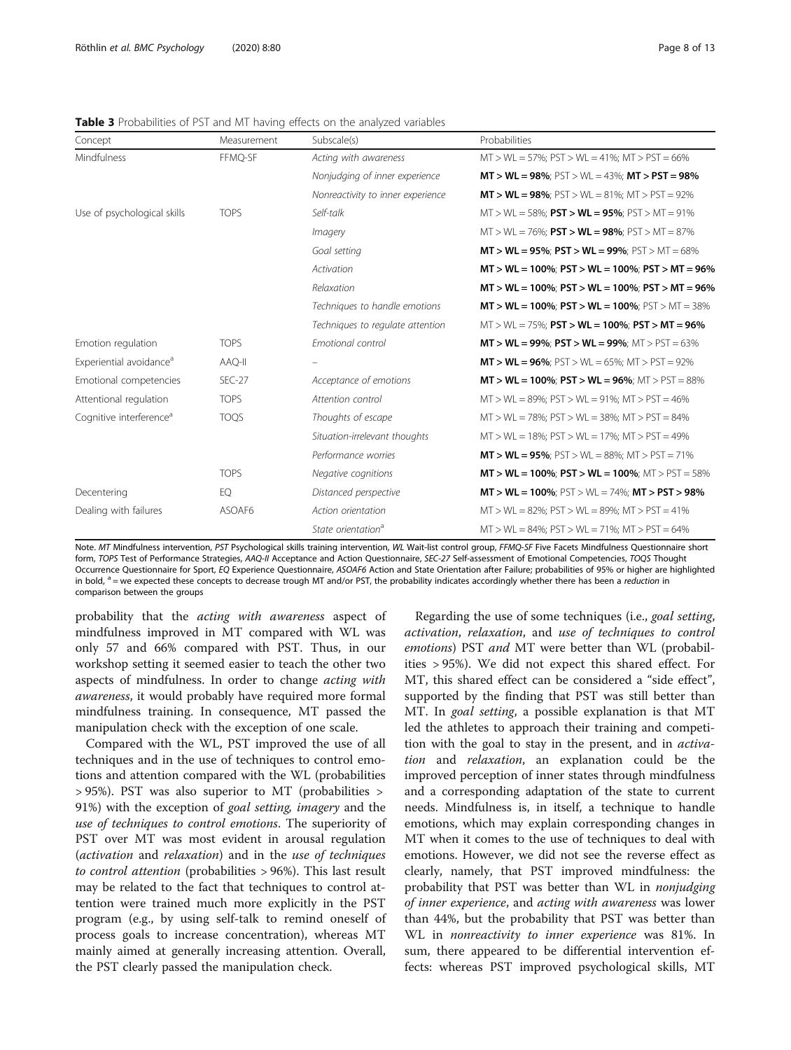**Table 3** Probabilities of PST and MT having effects on the analyzed variables

| Concept | Measurement | Subscale(s) | Probabilities |
|---|---|---|---|
| Mindfulness | FFMQ-SF | *Acting with awareness* | MT > WL = 57%; PST > WL = 41%; MT > PST = 66% |
| | | *Nonjudging of inner experience* | **MT > WL = 98%**; PST > WL = 43%; **MT > PST = 98%** |
| | | *Nonreactivity to inner experience* | **MT > WL = 98%**; PST > WL = 81%; MT > PST = 92% |
| Use of psychological skills | TOPS | *Self-talk* | MT > WL = 58%; **PST > WL = 95%**; PST > MT = 91% |
| | | *Imagery* | MT > WL = 76%; **PST > WL = 98%**; PST > MT = 87% |
| | | *Goal setting* | **MT > WL = 95%**; **PST > WL = 99%**; PST > MT = 68% |
| | | *Activation* | **MT > WL = 100%**; **PST > WL = 100%**; **PST > MT = 96%** |
| | | *Relaxation* | **MT > WL = 100%**; **PST > WL = 100%**; **PST > MT = 96%** |
| | | *Techniques to handle emotions* | **MT > WL = 100%**; **PST > WL = 100%**; PST > MT = 38% |
| | | *Techniques to regulate attention* | MT > WL = 75%; **PST > WL = 100%**; **PST > MT = 96%** |
| Emotion regulation | TOPS | *Emotional control* | **MT > WL = 99%**; **PST > WL = 99%**; MT > PST = 63% |
| Experiential avoidance[a] | AAQ-II | – | **MT > WL = 96%**; PST > WL = 65%; MT > PST = 92% |
| Emotional competencies | SEC-27 | *Acceptance of emotions* | **MT > WL = 100%**; **PST > WL = 96%**; MT > PST = 88% |
| Attentional regulation | TOPS | *Attention control* | MT > WL = 89%; PST > WL = 91%; MT > PST = 46% |
| Cognitive interference[a] | TOQS | *Thoughts of escape* | MT > WL = 78%; PST > WL = 38%; MT > PST = 84% |
| | | *Situation-irrelevant thoughts* | MT > WL = 18%; PST > WL = 17%; MT > PST = 49% |
| | | *Performance worries* | **MT > WL = 95%**; PST > WL = 88%; MT > PST = 71% |
| | TOPS | *Negative cognitions* | **MT > WL = 100%**; **PST > WL = 100%**; MT > PST = 58% |
| Decentering | EQ | *Distanced perspective* | **MT > WL = 100%**; PST > WL = 74%; **MT > PST > 98%** |
| Dealing with failures | ASOAF6 | *Action orientation* | MT > WL = 82%; PST > WL = 89%; MT > PST = 41% |
| | | *State orientation*[a] | MT > WL = 84%; PST > WL = 71%; MT > PST = 64% |

Note. *MT* Mindfulness intervention, *PST* Psychological skills training intervention, *WL* Wait-list control group, *FFMQ-SF* Five Facets Mindfulness Questionnaire short form, *TOPS* Test of Performance Strategies, *AAQ-II* Acceptance and Action Questionnaire, *SEC-27* Self-assessment of Emotional Competencies, *TOQS* Thought Occurrence Questionnaire for Sport, *EQ* Experience Questionnaire, *ASOAF6* Action and State Orientation after Failure; probabilities of 95% or higher are highlighted in bold, [a] = we expected these concepts to decrease trough MT and/or PST, the probability indicates accordingly whether there has been a *reduction* in comparison between the groups

probability that the *acting with awareness* aspect of mindfulness improved in MT compared with WL was only 57 and 66% compared with PST. Thus, in our workshop setting it seemed easier to teach the other two aspects of mindfulness. In order to change *acting with awareness*, it would probably have required more formal mindfulness training. In consequence, MT passed the manipulation check with the exception of one scale.

Compared with the WL, PST improved the use of all techniques and in the use of techniques to control emotions and attention compared with the WL (probabilities > 95%). PST was also superior to MT (probabilities > 91%) with the exception of *goal setting*, *imagery* and the *use of techniques to control emotions*. The superiority of PST over MT was most evident in arousal regulation (*activation* and *relaxation*) and in the *use of techniques to control attention* (probabilities > 96%). This last result may be related to the fact that techniques to control attention were trained much more explicitly in the PST program (e.g., by using self-talk to remind oneself of process goals to increase concentration), whereas MT mainly aimed at generally increasing attention. Overall, the PST clearly passed the manipulation check.

Regarding the use of some techniques (i.e., *goal setting*, *activation*, *relaxation*, and *use of techniques to control emotions*) PST *and* MT were better than WL (probabilities > 95%). We did not expect this shared effect. For MT, this shared effect can be considered a "side effect", supported by the finding that PST was still better than MT. In *goal setting*, a possible explanation is that MT led the athletes to approach their training and competition with the goal to stay in the present, and in *activation* and *relaxation*, an explanation could be the improved perception of inner states through mindfulness and a corresponding adaptation of the state to current needs. Mindfulness is, in itself, a technique to handle emotions, which may explain corresponding changes in MT when it comes to the use of techniques to deal with emotions. However, we did not see the reverse effect as clearly, namely, that PST improved mindfulness: the probability that PST was better than WL in *nonjudging of inner experience*, and *acting with awareness* was lower than 44%, but the probability that PST was better than WL in *nonreactivity to inner experience* was 81%. In sum, there appeared to be differential intervention effects: whereas PST improved psychological skills, MT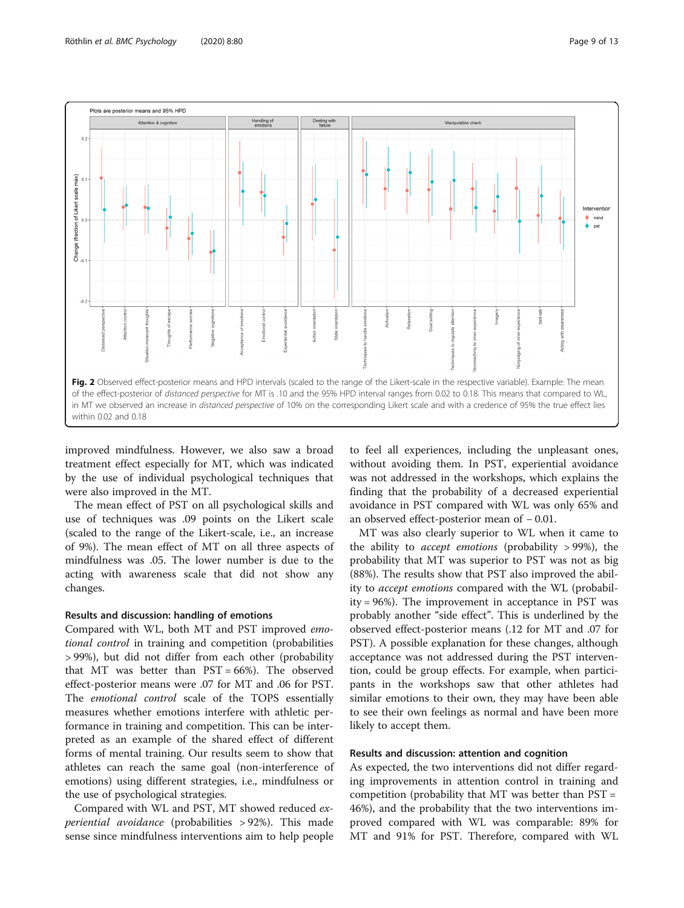Fig. 2 Observed effect-posterior means and HPD intervals (scaled to the range of the Likert-scale in the respective variable). Example: The mean of the effect-posterior of *distanced perspective* for MT is .10 and the 95% HPD interval ranges from 0.02 to 0.18. This means that compared to WL, in MT we observed an increase in *distanced perspective* of 10% on the corresponding Likert scale and with a credence of 95% the true effect lies within 0.02 and 0.18

improved mindfulness. However, we also saw a broad treatment effect especially for MT, which was indicated by the use of individual psychological techniques that were also improved in the MT.

The mean effect of PST on all psychological skills and use of techniques was .09 points on the Likert scale (scaled to the range of the Likert-scale, i.e., an increase of 9%). The mean effect of MT on all three aspects of mindfulness was .05. The lower number is due to the acting with awareness scale that did not show any changes.

### Results and discussion: handling of emotions

Compared with WL, both MT and PST improved *emotional control* in training and competition (probabilities > 99%), but did not differ from each other (probability that MT was better than PST = 66%). The observed effect-posterior means were .07 for MT and .06 for PST. The *emotional control* scale of the TOPS essentially measures whether emotions interfere with athletic performance in training and competition. This can be interpreted as an example of the shared effect of different forms of mental training. Our results seem to show that athletes can reach the same goal (non-interference of emotions) using different strategies, i.e., mindfulness or the use of psychological strategies.

Compared with WL and PST, MT showed reduced *experiential avoidance* (probabilities > 92%). This made sense since mindfulness interventions aim to help people to feel all experiences, including the unpleasant ones, without avoiding them. In PST, experiential avoidance was not addressed in the workshops, which explains the finding that the probability of a decreased experiential avoidance in PST compared with WL was only 65% and an observed effect-posterior mean of − 0.01.

MT was also clearly superior to WL when it came to the ability to *accept emotions* (probability > 99%), the probability that MT was superior to PST was not as big (88%). The results show that PST also improved the ability to *accept emotions* compared with the WL (probability = 96%). The improvement in acceptance in PST was probably another "side effect". This is underlined by the observed effect-posterior means (.12 for MT and .07 for PST). A possible explanation for these changes, although acceptance was not addressed during the PST intervention, could be group effects. For example, when participants in the workshops saw that other athletes had similar emotions to their own, they may have been able to see their own feelings as normal and have been more likely to accept them.

### Results and discussion: attention and cognition

As expected, the two interventions did not differ regarding improvements in attention control in training and competition (probability that MT was better than PST = 46%), and the probability that the two interventions improved compared with WL was comparable: 89% for MT and 91% for PST. Therefore, compared with WL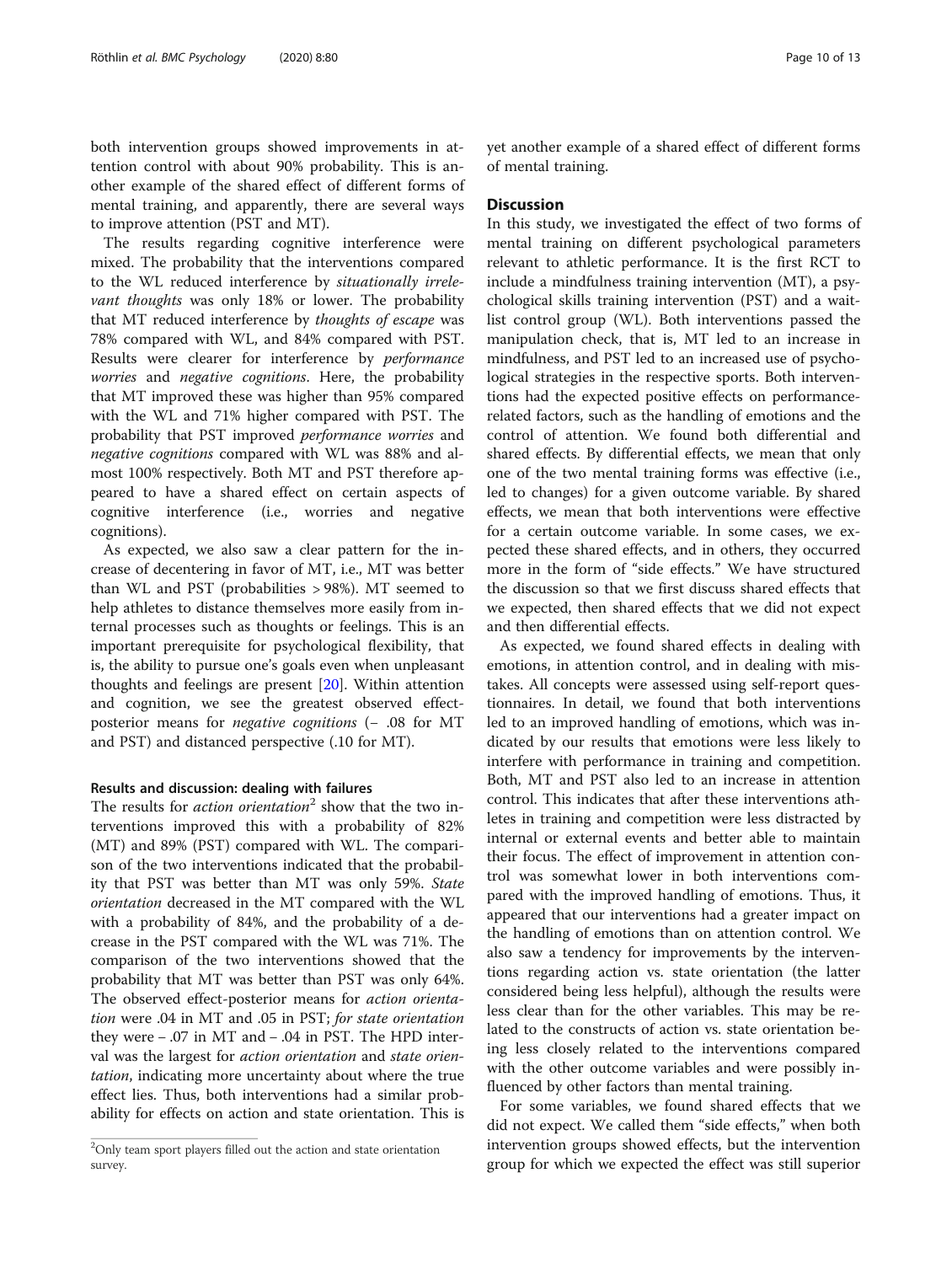both intervention groups showed improvements in attention control with about 90% probability. This is another example of the shared effect of different forms of mental training, and apparently, there are several ways to improve attention (PST and MT).

The results regarding cognitive interference were mixed. The probability that the interventions compared to the WL reduced interference by *situationally irrelevant thoughts* was only 18% or lower. The probability that MT reduced interference by *thoughts of escape* was 78% compared with WL, and 84% compared with PST. Results were clearer for interference by *performance worries* and *negative cognitions*. Here, the probability that MT improved these was higher than 95% compared with the WL and 71% higher compared with PST. The probability that PST improved *performance worries* and *negative cognitions* compared with WL was 88% and almost 100% respectively. Both MT and PST therefore appeared to have a shared effect on certain aspects of cognitive interference (i.e., worries and negative cognitions).

As expected, we also saw a clear pattern for the increase of decentering in favor of MT, i.e., MT was better than WL and PST (probabilities > 98%). MT seemed to help athletes to distance themselves more easily from internal processes such as thoughts or feelings. This is an important prerequisite for psychological flexibility, that is, the ability to pursue one's goals even when unpleasant thoughts and feelings are present [20]. Within attention and cognition, we see the greatest observed effect-posterior means for *negative cognitions* (– .08 for MT and PST) and distanced perspective (.10 for MT).

#### Results and discussion: dealing with failures

The results for *action orientation*[2] show that the two interventions improved this with a probability of 82% (MT) and 89% (PST) compared with WL. The comparison of the two interventions indicated that the probability that PST was better than MT was only 59%. *State orientation* decreased in the MT compared with the WL with a probability of 84%, and the probability of a decrease in the PST compared with the WL was 71%. The comparison of the two interventions showed that the probability that MT was better than PST was only 64%. The observed effect-posterior means for *action orientation* were .04 in MT and .05 in PST; *for state orientation* they were – .07 in MT and – .04 in PST. The HPD interval was the largest for *action orientation* and *state orientation*, indicating more uncertainty about where the true effect lies. Thus, both interventions had a similar probability for effects on action and state orientation. This is yet another example of a shared effect of different forms of mental training.

[2]Only team sport players filled out the action and state orientation survey.

### Discussion

In this study, we investigated the effect of two forms of mental training on different psychological parameters relevant to athletic performance. It is the first RCT to include a mindfulness training intervention (MT), a psychological skills training intervention (PST) and a waitlist control group (WL). Both interventions passed the manipulation check, that is, MT led to an increase in mindfulness, and PST led to an increased use of psychological strategies in the respective sports. Both interventions had the expected positive effects on performance-related factors, such as the handling of emotions and the control of attention. We found both differential and shared effects. By differential effects, we mean that only one of the two mental training forms was effective (i.e., led to changes) for a given outcome variable. By shared effects, we mean that both interventions were effective for a certain outcome variable. In some cases, we expected these shared effects, and in others, they occurred more in the form of "side effects." We have structured the discussion so that we first discuss shared effects that we expected, then shared effects that we did not expect and then differential effects.

As expected, we found shared effects in dealing with emotions, in attention control, and in dealing with mistakes. All concepts were assessed using self-report questionnaires. In detail, we found that both interventions led to an improved handling of emotions, which was indicated by our results that emotions were less likely to interfere with performance in training and competition. Both, MT and PST also led to an increase in attention control. This indicates that after these interventions athletes in training and competition were less distracted by internal or external events and better able to maintain their focus. The effect of improvement in attention control was somewhat lower in both interventions compared with the improved handling of emotions. Thus, it appeared that our interventions had a greater impact on the handling of emotions than on attention control. We also saw a tendency for improvements by the interventions regarding action vs. state orientation (the latter considered being less helpful), although the results were less clear than for the other variables. This may be related to the constructs of action vs. state orientation being less closely related to the interventions compared with the other outcome variables and were possibly influenced by other factors than mental training.

For some variables, we found shared effects that we did not expect. We called them "side effects," when both intervention groups showed effects, but the intervention group for which we expected the effect was still superior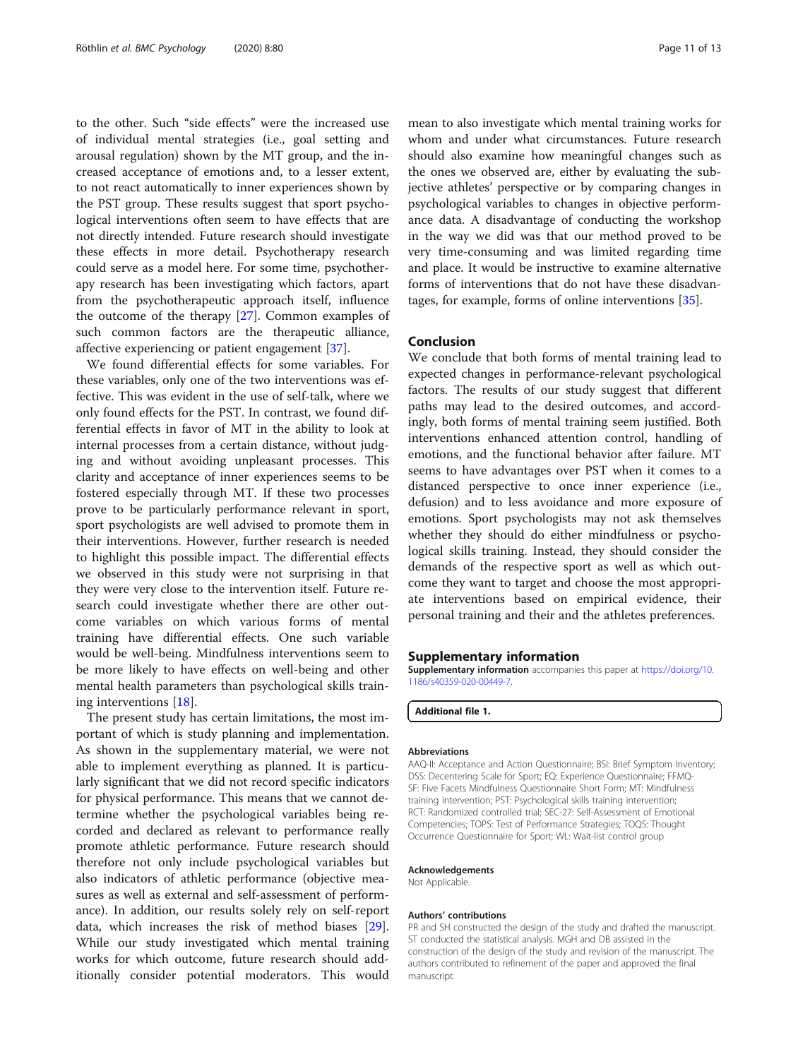to the other. Such "side effects" were the increased use of individual mental strategies (i.e., goal setting and arousal regulation) shown by the MT group, and the increased acceptance of emotions and, to a lesser extent, to not react automatically to inner experiences shown by the PST group. These results suggest that sport psychological interventions often seem to have effects that are not directly intended. Future research should investigate these effects in more detail. Psychotherapy research could serve as a model here. For some time, psychotherapy research has been investigating which factors, apart from the psychotherapeutic approach itself, influence the outcome of the therapy [27]. Common examples of such common factors are the therapeutic alliance, affective experiencing or patient engagement [37].

We found differential effects for some variables. For these variables, only one of the two interventions was effective. This was evident in the use of self-talk, where we only found effects for the PST. In contrast, we found differential effects in favor of MT in the ability to look at internal processes from a certain distance, without judging and without avoiding unpleasant processes. This clarity and acceptance of inner experiences seems to be fostered especially through MT. If these two processes prove to be particularly performance relevant in sport, sport psychologists are well advised to promote them in their interventions. However, further research is needed to highlight this possible impact. The differential effects we observed in this study were not surprising in that they were very close to the intervention itself. Future research could investigate whether there are other outcome variables on which various forms of mental training have differential effects. One such variable would be well-being. Mindfulness interventions seem to be more likely to have effects on well-being and other mental health parameters than psychological skills training interventions [18].

The present study has certain limitations, the most important of which is study planning and implementation. As shown in the supplementary material, we were not able to implement everything as planned. It is particularly significant that we did not record specific indicators for physical performance. This means that we cannot determine whether the psychological variables being recorded and declared as relevant to performance really promote athletic performance. Future research should therefore not only include psychological variables but also indicators of athletic performance (objective measures as well as external and self-assessment of performance). In addition, our results solely rely on self-report data, which increases the risk of method biases [29]. While our study investigated which mental training works for which outcome, future research should additionally consider potential moderators. This would mean to also investigate which mental training works for whom and under what circumstances. Future research should also examine how meaningful changes such as the ones we observed are, either by evaluating the subjective athletes' perspective or by comparing changes in psychological variables to changes in objective performance data. A disadvantage of conducting the workshop in the way we did was that our method proved to be very time-consuming and was limited regarding time and place. It would be instructive to examine alternative forms of interventions that do not have these disadvantages, for example, forms of online interventions [35].

## Conclusion

We conclude that both forms of mental training lead to expected changes in performance-relevant psychological factors. The results of our study suggest that different paths may lead to the desired outcomes, and accordingly, both forms of mental training seem justified. Both interventions enhanced attention control, handling of emotions, and the functional behavior after failure. MT seems to have advantages over PST when it comes to a distanced perspective to once inner experience (i.e., defusion) and to less avoidance and more exposure of emotions. Sport psychologists may not ask themselves whether they should do either mindfulness or psychological skills training. Instead, they should consider the demands of the respective sport as well as which outcome they want to target and choose the most appropriate interventions based on empirical evidence, their personal training and their and the athletes preferences.

## Supplementary information

**Supplementary information** accompanies this paper at https://doi.org/10.1186/s40359-020-00449-7.

**Additional file 1.**

#### Abbreviations

AAQ-II: Acceptance and Action Questionnaire; BSI: Brief Symptom Inventory; DSS: Decentering Scale for Sport; EQ: Experience Questionnaire; FFMQ-SF: Five Facets Mindfulness Questionnaire Short Form; MT: Mindfulness training intervention; PST: Psychological skills training intervention; RCT: Randomized controlled trial; SEC-27: Self-Assessment of Emotional Competencies; TOPS: Test of Performance Strategies; TOQS: Thought Occurrence Questionnaire for Sport; WL: Wait-list control group

#### Acknowledgements

Not Applicable.

#### Authors' contributions

PR and SH constructed the design of the study and drafted the manuscript. ST conducted the statistical analysis. MGH and DB assisted in the construction of the design of the study and revision of the manuscript. The authors contributed to refinement of the paper and approved the final manuscript.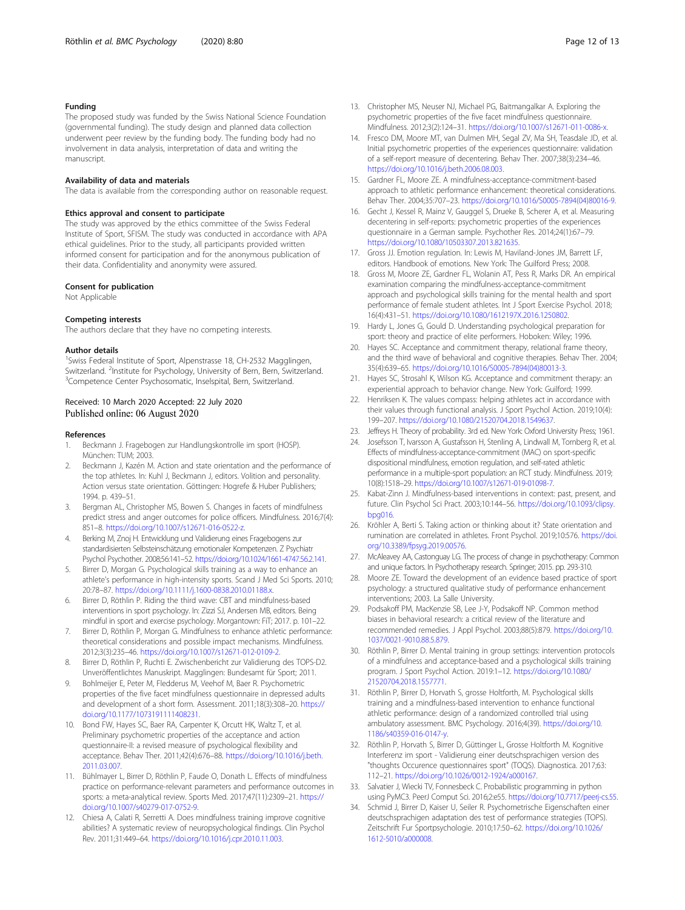### Funding

The proposed study was funded by the Swiss National Science Foundation (governmental funding). The study design and planned data collection underwent peer review by the funding body. The funding body had no involvement in data analysis, interpretation of data and writing the manuscript.

### Availability of data and materials

The data is available from the corresponding author on reasonable request.

### Ethics approval and consent to participate

The study was approved by the ethics committee of the Swiss Federal Institute of Sport, SFISM. The study was conducted in accordance with APA ethical guidelines. Prior to the study, all participants provided written informed consent for participation and for the anonymous publication of their data. Confidentiality and anonymity were assured.

### Consent for publication

Not Applicable

### Competing interests

The authors declare that they have no competing interests.

### Author details

[1]Swiss Federal Institute of Sport, Alpenstrasse 18, CH-2532 Magglingen, Switzerland. [2]Institute for Psychology, University of Bern, Bern, Switzerland. [3]Competence Center Psychosomatic, Inselspital, Bern, Switzerland.

Received: 10 March 2020 Accepted: 22 July 2020
Published online: 06 August 2020

### References

1. Beckmann J. Fragebogen zur Handlungskontrolle im sport (HOSP). München: TUM; 2003.
2. Beckmann J, Kazén M. Action and state orientation and the performance of the top athletes. In: Kuhl J, Beckmann J, editors. Volition and personality. Action versus state orientation. Göttingen: Hogrefe & Huber Publishers; 1994. p. 439–51.
3. Bergman AL, Christopher MS, Bowen S. Changes in facets of mindfulness predict stress and anger outcomes for police officers. Mindfulness. 2016;7(4): 851–8. https://doi.org/10.1007/s12671-016-0522-z.
4. Berking M, Znoj H. Entwicklung und Validierung eines Fragebogens zur standardisierten Selbsteinschätzung emotionaler Kompetenzen. Z Psychiatr Psychol Psychother. 2008;56:141–52. https://doi.org/10.1024/1661-4747.56.2.141.
5. Birrer D, Morgan G. Psychological skills training as a way to enhance an athlete's performance in high-intensity sports. Scand J Med Sci Sports. 2010; 20:78–87. https://doi.org/10.1111/j.1600-0838.2010.01188.x.
6. Birrer D, Röthlin P. Riding the third wave: CBT and mindfulness-based interventions in sport psychology. In: Zizzi SJ, Andersen MB, editors. Being mindful in sport and exercise psychology. Morgantown: FiT; 2017. p. 101–22.
7. Birrer D, Röthlin P, Morgan G. Mindfulness to enhance athletic performance: theoretical considerations and possible impact mechanisms. Mindfulness. 2012;3(3):235–46. https://doi.org/10.1007/s12671-012-0109-2.
8. Birrer D, Röthlin P, Ruchti E. Zwischenbericht zur Validierung des TOPS-D2. Unveröffentlichtes Manuskript. Magglingen: Bundesamt für Sport; 2011.
9. Bohlmeijer E, Peter M, Fledderus M, Veehof M, Baer R. Psychometric properties of the five facet mindfulness questionnaire in depressed adults and development of a short form. Assessment. 2011;18(3):308–20. https://doi.org/10.1177/1073191111408231.
10. Bond FW, Hayes SC, Baer RA, Carpenter K, Orcutt HK, Waltz T, et al. Preliminary psychometric properties of the acceptance and action questionnaire-II: a revised measure of psychological flexibility and acceptance. Behav Ther. 2011;42(4):676–88. https://doi.org/10.1016/j.beth.2011.03.007.
11. Bühlmayer L, Birrer D, Röthlin P, Faude O, Donath L. Effects of mindfulness practice on performance-relevant parameters and performance outcomes in sports: a meta-analytical review. Sports Med. 2017;47(11):2309–21. https://doi.org/10.1007/s40279-017-0752-9.
12. Chiesa A, Calati R, Serretti A. Does mindfulness training improve cognitive abilities? A systematic review of neuropsychological findings. Clin Psychol Rev. 2011;31:449–64. https://doi.org/10.1016/j.cpr.2010.11.003.
13. Christopher MS, Neuser NJ, Michael PG, Baitmangalkar A. Exploring the psychometric properties of the five facet mindfulness questionnaire. Mindfulness. 2012;3(2):124–31. https://doi.org/10.1007/s12671-011-0086-x.
14. Fresco DM, Moore MT, van Dulmen MH, Segal ZV, Ma SH, Teasdale JD, et al. Initial psychometric properties of the experiences questionnaire: validation of a self-report measure of decentering. Behav Ther. 2007;38(3):234–46. https://doi.org/10.1016/j.beth.2006.08.003.
15. Gardner FL, Moore ZE. A mindfulness-acceptance-commitment-based approach to athletic performance enhancement: theoretical considerations. Behav Ther. 2004;35:707–23. https://doi.org/10.1016/S0005-7894(04)80016-9.
16. Gecht J, Kessel R, Mainz V, Gauggel S, Drueke B, Scherer A, et al. Measuring decentering in self-reports: psychometric properties of the experiences questionnaire in a German sample. Psychother Res. 2014;24(1):67–79. https://doi.org/10.1080/10503307.2013.821635.
17. Gross JJ. Emotion regulation. In: Lewis M, Haviland-Jones JM, Barrett LF, editors. Handbook of emotions. New York: The Guilford Press; 2008.
18. Gross M, Moore ZE, Gardner FL, Wolanin AT, Pess R, Marks DR. An empirical examination comparing the mindfulness-acceptance-commitment approach and psychological skills training for the mental health and sport performance of female student athletes. Int J Sport Exercise Psychol. 2018; 16(4):431–51. https://doi.org/10.1080/1612197X.2016.1250802.
19. Hardy L, Jones G, Gould D. Understanding psychological preparation for sport: theory and practice of elite performers. Hoboken: Wiley; 1996.
20. Hayes SC. Acceptance and commitment therapy, relational frame theory, and the third wave of behavioral and cognitive therapies. Behav Ther. 2004; 35(4):639–65. https://doi.org/10.1016/S0005-7894(04)80013-3.
21. Hayes SC, Strosahl K, Wilson KG. Acceptance and commitment therapy: an experiential approach to behavior change. New York: Guilford; 1999.
22. Henriksen K. The values compass: helping athletes act in accordance with their values through functional analysis. J Sport Psychol Action. 2019;10(4): 199–207. https://doi.org/10.1080/21520704.2018.1549637.
23. Jeffreys H. Theory of probability. 3rd ed. New York: Oxford University Press; 1961.
24. Josefsson T, Ivarsson A, Gustafsson H, Stenling A, Lindwall M, Tornberg R, et al. Effects of mindfulness-acceptance-commitment (MAC) on sport-specific dispositional mindfulness, emotion regulation, and self-rated athletic performance in a multiple-sport population: an RCT study. Mindfulness. 2019; 10(8):1518–29. https://doi.org/10.1007/s12671-019-01098-7.
25. Kabat-Zinn J. Mindfulness-based interventions in context: past, present, and future. Clin Psychol Sci Pract. 2003;10:144–56. https://doi.org/10.1093/clipsy.bpg016.
26. Kröhler A, Berti S. Taking action or thinking about it? State orientation and rumination are correlated in athletes. Front Psychol. 2019;10:576. https://doi.org/10.3389/fpsyg.2019.00576.
27. McAleavey AA, Castonguay LG. The process of change in psychotherapy: Common and unique factors. In Psychotherapy research. Springer; 2015. pp. 293-310.
28. Moore ZE. Toward the development of an evidence based practice of sport psychology: a structured qualitative study of performance enhancement interventions; 2003. La Salle University.
29. Podsakoff PM, MacKenzie SB, Lee J-Y, Podsakoff NP. Common method biases in behavioral research: a critical review of the literature and recommended remedies. J Appl Psychol. 2003;88(5):879. https://doi.org/10.1037/0021-9010.88.5.879.
30. Röthlin P, Birrer D. Mental training in group settings: intervention protocols of a mindfulness and acceptance-based and a psychological skills training program. J Sport Psychol Action. 2019:1–12. https://doi.org/10.1080/21520704.2018.1557771.
31. Röthlin P, Birrer D, Horvath S, grosse Holtforth, M. Psychological skills training and a mindfulness-based intervention to enhance functional athletic performance: design of a randomized controlled trial using ambulatory assessment. BMC Psychology. 2016;4(39). https://doi.org/10.1186/s40359-016-0147-y.
32. Röthlin P, Horvath S, Birrer D, Güttinger L, Grosse Holtforth M. Kognitive Interferenz im sport - Validierung einer deutschsprachigen version des "thoughts Occurence questionnaires sport" (TOQS). Diagnostica. 2017;63: 112–21. https://doi.org/10.1026/0012-1924/a000167.
33. Salvatier J, Wiecki TV, Fonnesbeck C. Probabilistic programming in python using PyMC3. PeerJ Comput Sci. 2016;2:e55. https://doi.org/10.7717/peerj-cs.55.
34. Schmid J, Birrer D, Kaiser U, Seiler R. Psychometrische Eigenschaften einer deutschsprachigen adaptation des test of performance strategies (TOPS). Zeitschrift Fur Sportpsychologie. 2010;17:50–62. https://doi.org/10.1026/1612-5010/a000008.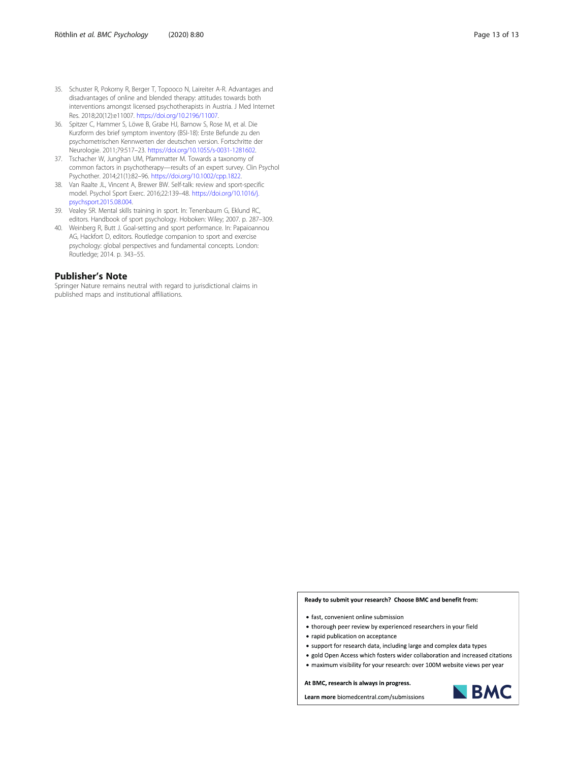35. Schuster R, Pokorny R, Berger T, Topooco N, Laireiter A-R. Advantages and disadvantages of online and blended therapy: attitudes towards both interventions amongst licensed psychotherapists in Austria. J Med Internet Res. 2018;20(12):e11007. https://doi.org/10.2196/11007.
36. Spitzer C, Hammer S, Löwe B, Grabe HJ, Barnow S, Rose M, et al. Die Kurzform des brief symptom inventory (BSI-18): Erste Befunde zu den psychometrischen Kennwerten der deutschen version. Fortschritte der Neurologie. 2011;79:517–23. https://doi.org/10.1055/s-0031-1281602.
37. Tschacher W, Junghan UM, Pfammatter M. Towards a taxonomy of common factors in psychotherapy—results of an expert survey. Clin Psychol Psychother. 2014;21(1):82–96. https://doi.org/10.1002/cpp.1822.
38. Van Raalte JL, Vincent A, Brewer BW. Self-talk: review and sport-specific model. Psychol Sport Exerc. 2016;22:139–48. https://doi.org/10.1016/j.psychsport.2015.08.004.
39. Vealey SR. Mental skills training in sport. In: Tenenbaum G, Eklund RC, editors. Handbook of sport psychology. Hoboken: Wiley; 2007. p. 287–309.
40. Weinberg R, Butt J. Goal-setting and sport performance. In: Papaioannou AG, Hackfort D, editors. Routledge companion to sport and exercise psychology: global perspectives and fundamental concepts. London: Routledge; 2014. p. 343–55.

## Publisher's Note

Springer Nature remains neutral with regard to jurisdictional claims in published maps and institutional affiliations.

**Ready to submit your research? Choose BMC and benefit from:**

- fast, convenient online submission
- thorough peer review by experienced researchers in your field
- rapid publication on acceptance
- support for research data, including large and complex data types
- gold Open Access which fosters wider collaboration and increased citations
- maximum visibility for your research: over 100M website views per year

**At BMC, research is always in progress.**

**Learn more** biomedcentral.com/submissions

BMC